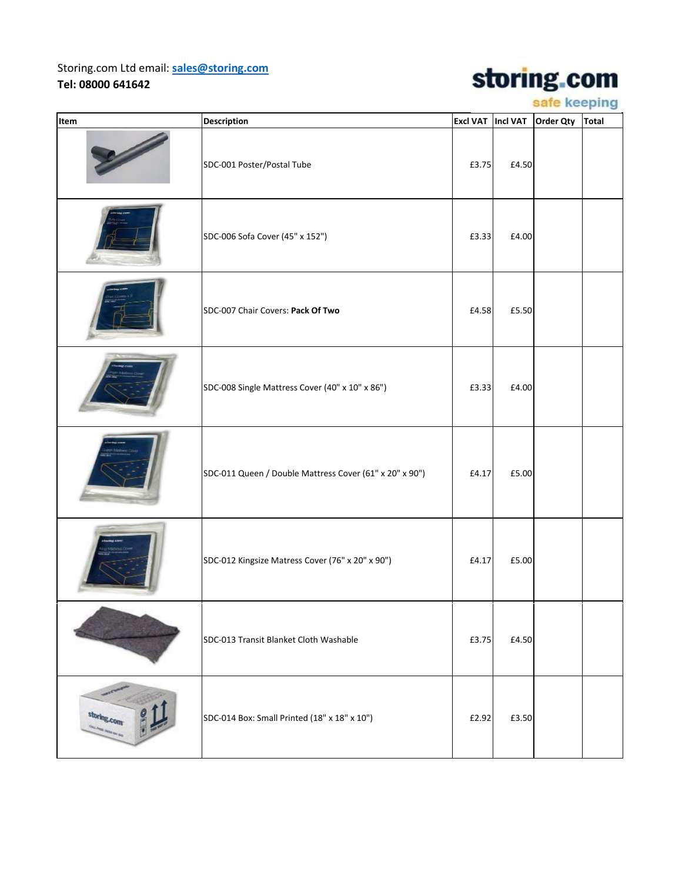Storing.com Ltd email: **sales@storing.com**
**Tel: 08000 641642**

storing.com
safe keeping

| Item | Description | Excl VAT | Incl VAT | Order Qty | Total |
|---|---|---|---|---|---|
| | SDC-001 Poster/Postal Tube | £3.75 | £4.50 | | |
| | SDC-006 Sofa Cover (45" x 152") | £3.33 | £4.00 | | |
| | SDC-007 Chair Covers: **Pack Of Two** | £4.58 | £5.50 | | |
| | SDC-008 Single Mattress Cover (40" x 10" x 86") | £3.33 | £4.00 | | |
| | SDC-011 Queen / Double Mattress Cover (61" x 20" x 90") | £4.17 | £5.00 | | |
| | SDC-012 Kingsize Matress Cover (76" x 20" x 90") | £4.17 | £5.00 | | |
| | SDC-013 Transit Blanket Cloth Washable | £3.75 | £4.50 | | |
| | SDC-014 Box: Small Printed (18" x 18" x 10") | £2.92 | £3.50 | | |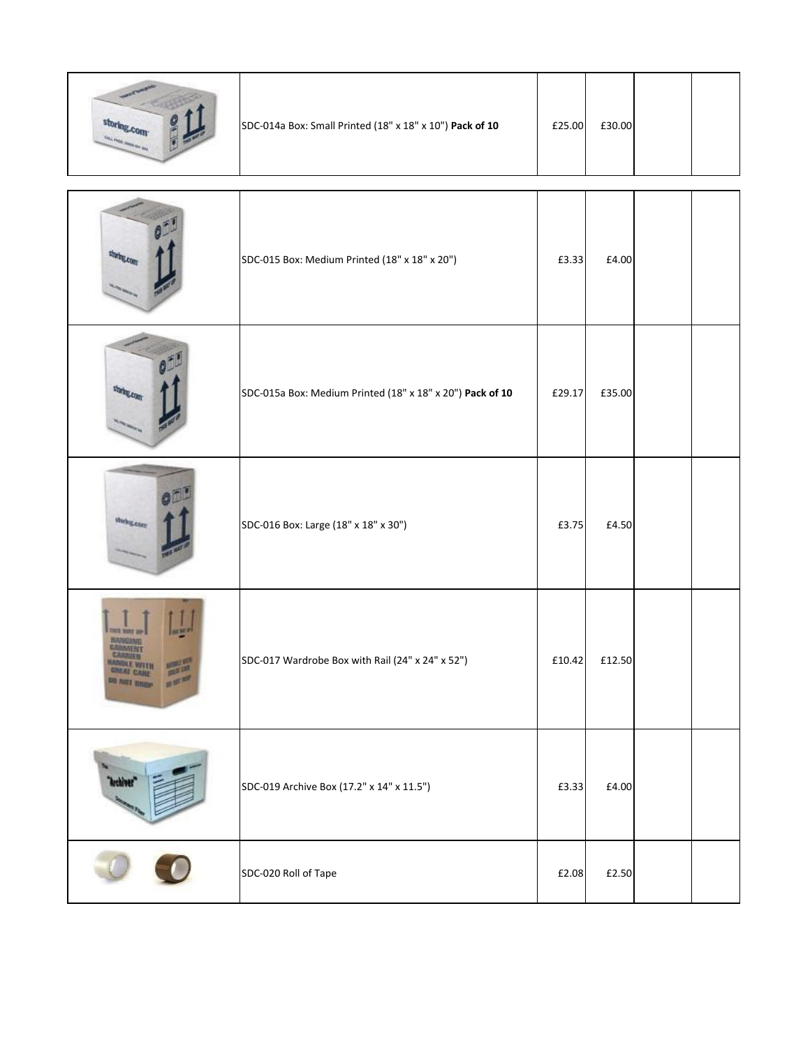| | | | | | |
|---|---|---|---|---|---|
| | SDC-014a Box: Small Printed (18" x 18" x 10") **Pack of 10** | £25.00 | £30.00 | | |
| | SDC-015 Box: Medium Printed (18" x 18" x 20") | £3.33 | £4.00 | | |
| | SDC-015a Box: Medium Printed (18" x 18" x 20") **Pack of 10** | £29.17 | £35.00 | | |
| | SDC-016 Box: Large (18" x 18" x 30") | £3.75 | £4.50 | | |
| | SDC-017 Wardrobe Box with Rail (24" x 24" x 52") | £10.42 | £12.50 | | |
| | SDC-019 Archive Box (17.2" x 14" x 11.5") | £3.33 | £4.00 | | |
| | SDC-020 Roll of Tape | £2.08 | £2.50 | | |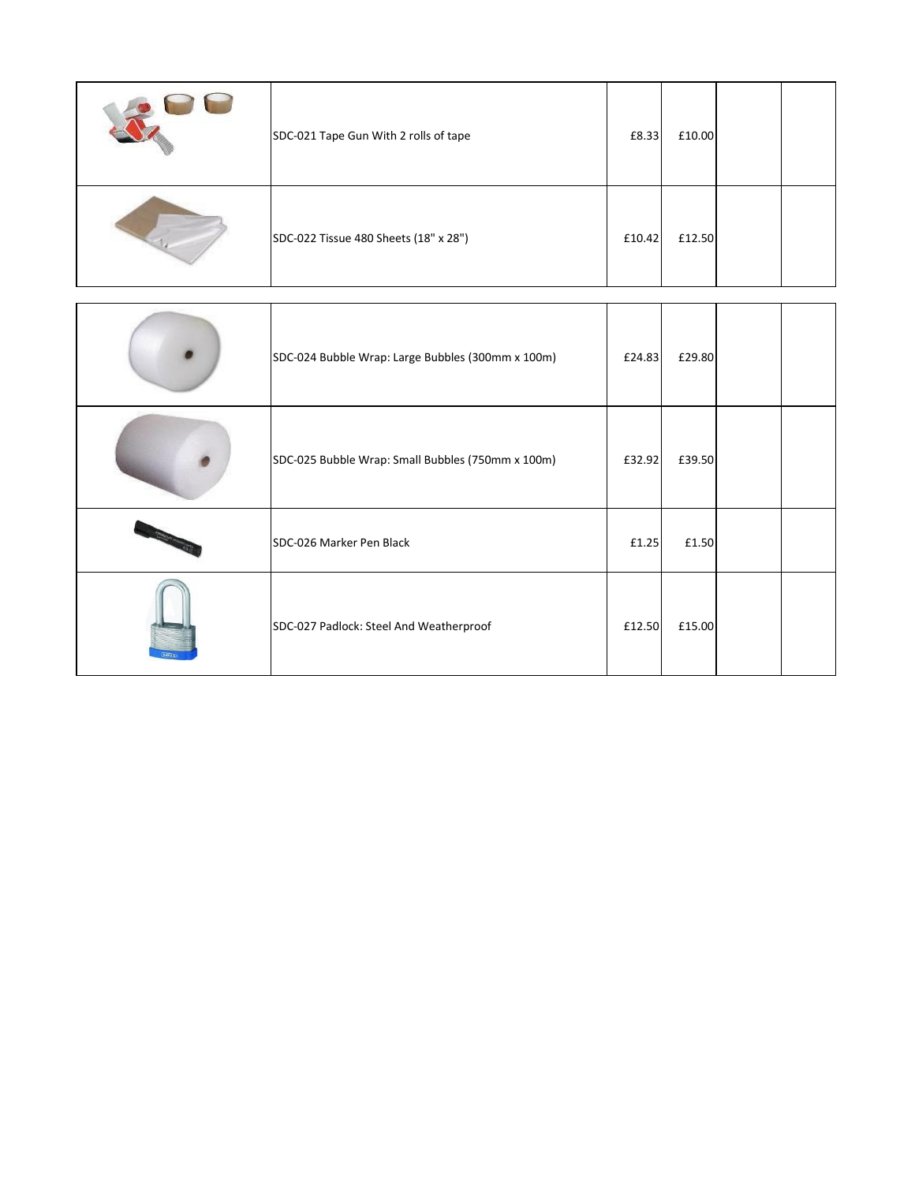| | | | | | |
|---|---|---|---|---|---|
| | SDC-021 Tape Gun With 2 rolls of tape | £8.33 | £10.00 | | |
| | SDC-022 Tissue 480 Sheets (18" x 28") | £10.42 | £12.50 | | |
| | SDC-024 Bubble Wrap: Large Bubbles (300mm x 100m) | £24.83 | £29.80 | | |
| | SDC-025 Bubble Wrap: Small Bubbles (750mm x 100m) | £32.92 | £39.50 | | |
| | SDC-026 Marker Pen Black | £1.25 | £1.50 | | |
| | SDC-027 Padlock: Steel And Weatherproof | £12.50 | £15.00 | | |